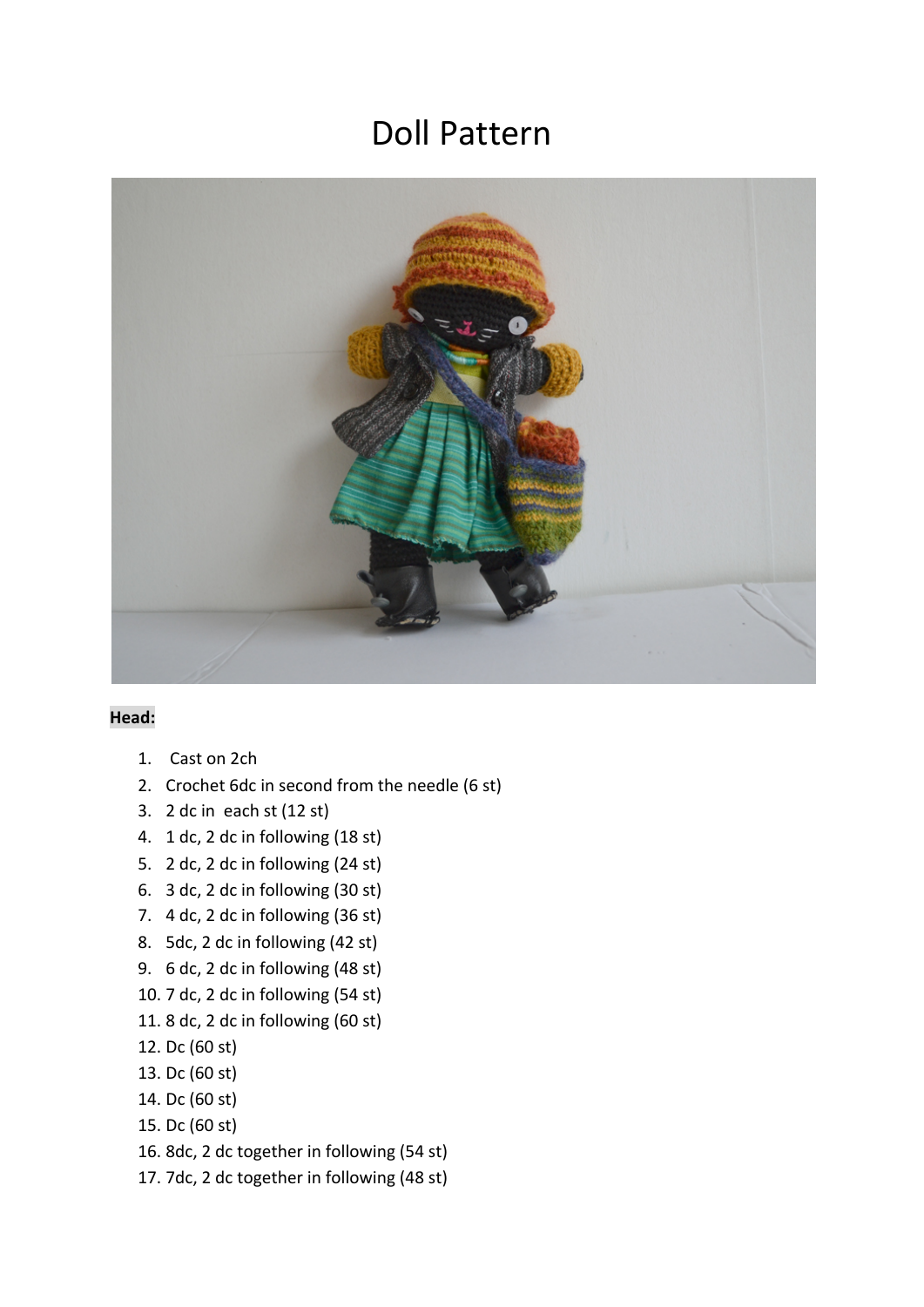# Doll Pattern

**Head:**

1. Cast on 2ch
2. Crochet 6dc in second from the needle (6 st)
3. 2 dc in each st (12 st)
4. 1 dc, 2 dc in following (18 st)
5. 2 dc, 2 dc in following (24 st)
6. 3 dc, 2 dc in following (30 st)
7. 4 dc, 2 dc in following (36 st)
8. 5dc, 2 dc in following (42 st)
9. 6 dc, 2 dc in following (48 st)
10. 7 dc, 2 dc in following (54 st)
11. 8 dc, 2 dc in following (60 st)
12. Dc (60 st)
13. Dc (60 st)
14. Dc (60 st)
15. Dc (60 st)
16. 8dc, 2 dc together in following (54 st)
17. 7dc, 2 dc together in following (48 st)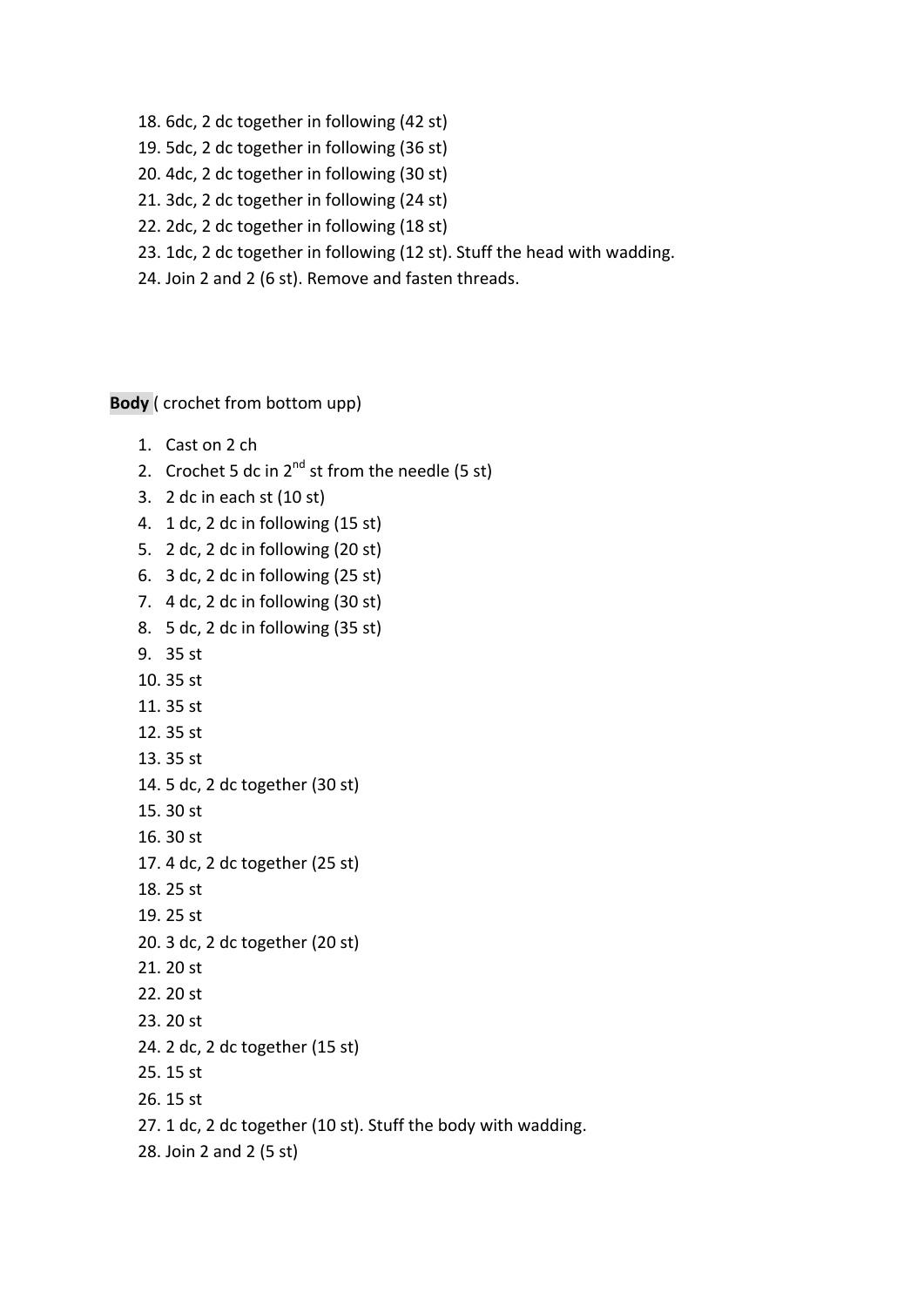18. 6dc, 2 dc together in following (42 st)
19. 5dc, 2 dc together in following (36 st)
20. 4dc, 2 dc together in following (30 st)
21. 3dc, 2 dc together in following (24 st)
22. 2dc, 2 dc together in following (18 st)
23. 1dc, 2 dc together in following (12 st). Stuff the head with wadding.
24. Join 2 and 2 (6 st). Remove and fasten threads.

**Body** ( crochet from bottom upp)

1. Cast on 2 ch
2. Crochet 5 dc in 2nd st from the needle (5 st)
3. 2 dc in each st (10 st)
4. 1 dc, 2 dc in following (15 st)
5. 2 dc, 2 dc in following (20 st)
6. 3 dc, 2 dc in following (25 st)
7. 4 dc, 2 dc in following (30 st)
8. 5 dc, 2 dc in following (35 st)
9. 35 st
10. 35 st
11. 35 st
12. 35 st
13. 35 st
14. 5 dc, 2 dc together (30 st)
15. 30 st
16. 30 st
17. 4 dc, 2 dc together (25 st)
18. 25 st
19. 25 st
20. 3 dc, 2 dc together (20 st)
21. 20 st
22. 20 st
23. 20 st
24. 2 dc, 2 dc together (15 st)
25. 15 st
26. 15 st
27. 1 dc, 2 dc together (10 st). Stuff the body with wadding.
28. Join 2 and 2 (5 st)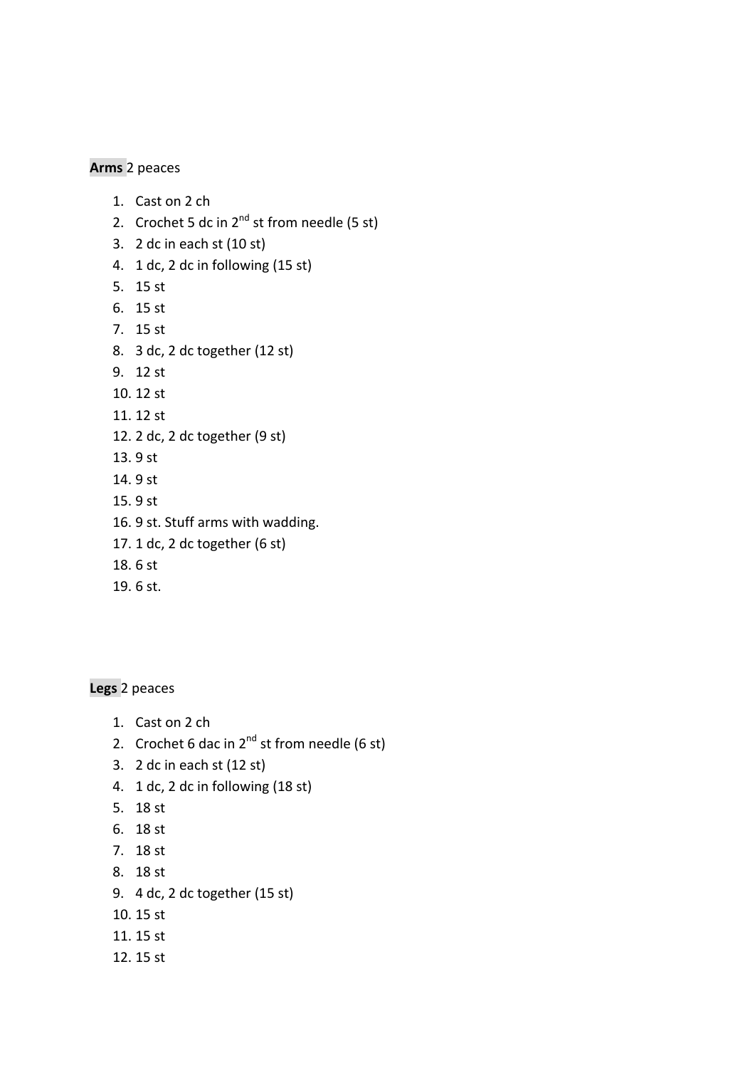**Arms** 2 peaces

1. Cast on 2 ch
2. Crochet 5 dc in 2nd st from needle (5 st)
3. 2 dc in each st (10 st)
4. 1 dc, 2 dc in following (15 st)
5. 15 st
6. 15 st
7. 15 st
8. 3 dc, 2 dc together (12 st)
9. 12 st
10. 12 st
11. 12 st
12. 2 dc, 2 dc together (9 st)
13. 9 st
14. 9 st
15. 9 st
16. 9 st. Stuff arms with wadding.
17. 1 dc, 2 dc together (6 st)
18. 6 st
19. 6 st.

**Legs** 2 peaces

1. Cast on 2 ch
2. Crochet 6 dac in 2nd st from needle (6 st)
3. 2 dc in each st (12 st)
4. 1 dc, 2 dc in following (18 st)
5. 18 st
6. 18 st
7. 18 st
8. 18 st
9. 4 dc, 2 dc together (15 st)
10. 15 st
11. 15 st
12. 15 st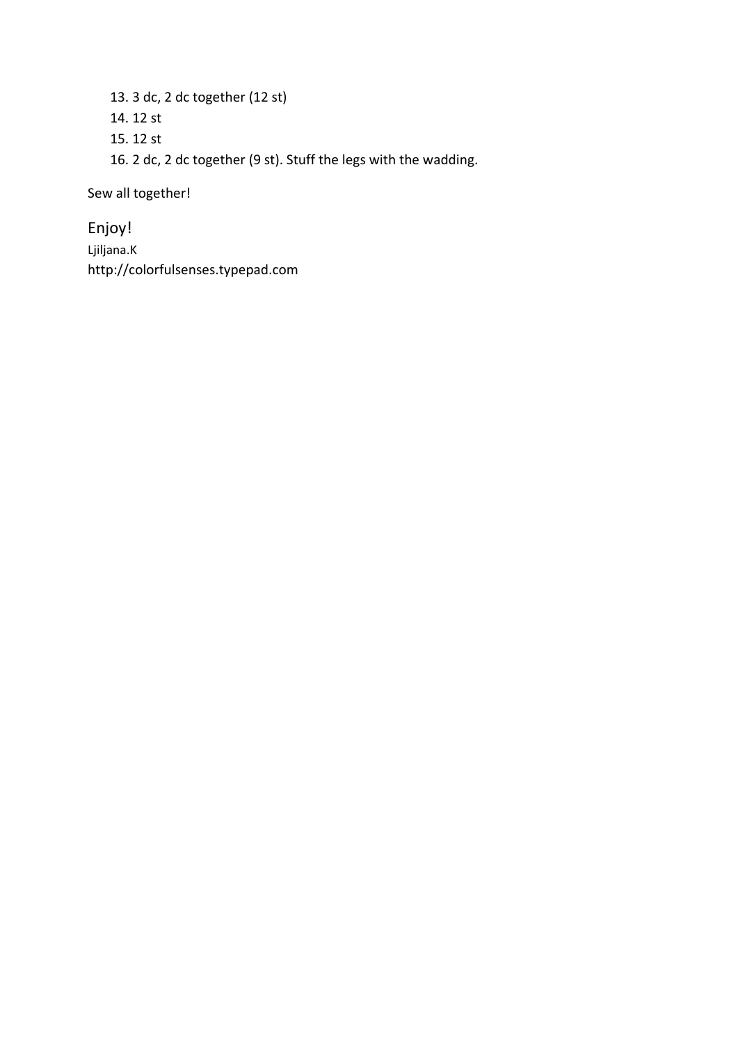13. 3 dc, 2 dc together (12 st)
14. 12 st
15. 12 st
16. 2 dc, 2 dc together (9 st). Stuff the legs with the wadding.

Sew all together!

Enjoy!

Ljiljana.K

http://colorfulsenses.typepad.com